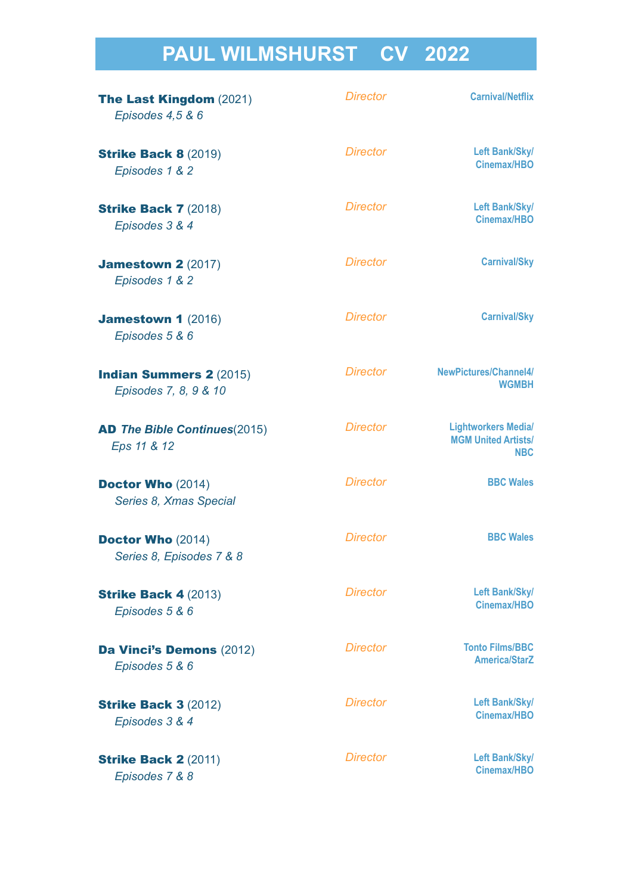# PAUL WILMSHURST CV 2022

| | | |
|---|---|---|
| **The Last Kingdom** (2021)<br>*Episodes 4,5 & 6* | *Director* | **Carnival/Netflix** |
| **Strike Back 8** (2019)<br>*Episodes 1 & 2* | *Director* | **Left Bank/Sky/ Cinemax/HBO** |
| **Strike Back 7** (2018)<br>*Episodes 3 & 4* | *Director* | **Left Bank/Sky/ Cinemax/HBO** |
| **Jamestown 2** (2017)<br>*Episodes 1 & 2* | *Director* | **Carnival/Sky** |
| **Jamestown 1** (2016)<br>*Episodes 5 & 6* | *Director* | **Carnival/Sky** |
| **Indian Summers 2** (2015)<br>*Episodes 7, 8, 9 & 10* | *Director* | **NewPictures/Channel4/ WGMBH** |
| **AD *The Bible Continues***(2015)<br>*Eps 11 & 12* | *Director* | **Lightworkers Media/ MGM United Artists/ NBC** |
| **Doctor Who** (2014)<br>*Series 8, Xmas Special* | *Director* | **BBC Wales** |
| **Doctor Who** (2014)<br>*Series 8, Episodes 7 & 8* | *Director* | **BBC Wales** |
| **Strike Back 4** (2013)<br>*Episodes 5 & 6* | *Director* | **Left Bank/Sky/ Cinemax/HBO** |
| **Da Vinci's Demons** (2012)<br>*Episodes 5 & 6* | *Director* | **Tonto Films/BBC America/StarZ** |
| **Strike Back 3** (2012)<br>*Episodes 3 & 4* | *Director* | **Left Bank/Sky/ Cinemax/HBO** |
| **Strike Back 2** (2011)<br>*Episodes 7 & 8* | *Director* | **Left Bank/Sky/ Cinemax/HBO** |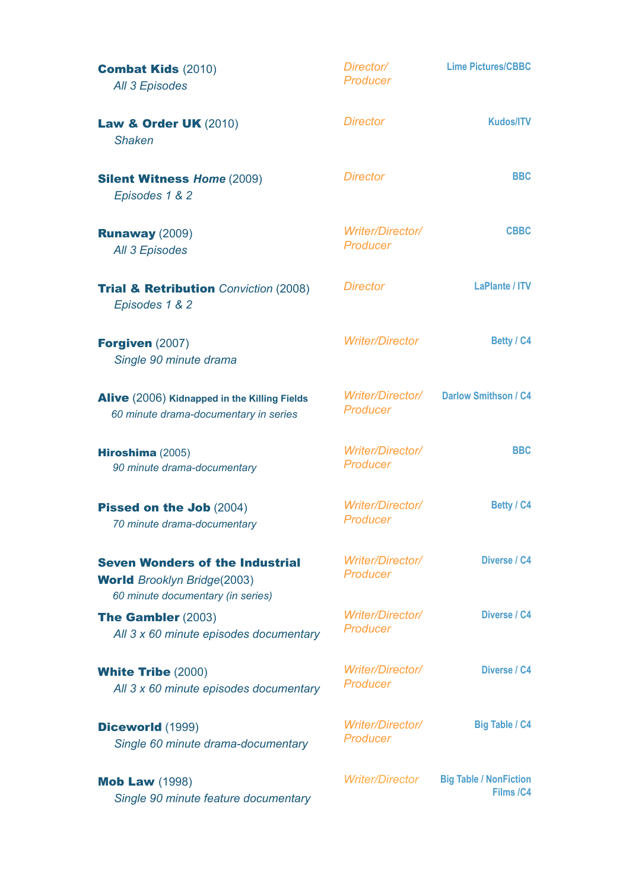| | | |
|---|---|---|
| **Combat Kids** (2010)<br>*All 3 Episodes* | *Director/ Producer* | **Lime Pictures/CBBC** |
| **Law & Order UK** (2010)<br>*Shaken* | *Director* | **Kudos/ITV** |
| **Silent Witness** ***Home*** (2009)<br>*Episodes 1 & 2* | *Director* | **BBC** |
| **Runaway** (2009)<br>*All 3 Episodes* | *Writer/Director/ Producer* | **CBBC** |
| **Trial & Retribution** *Conviction* (2008)<br>*Episodes 1 & 2* | *Director* | **LaPlante / ITV** |
| **Forgiven** (2007)<br>*Single 90 minute drama* | *Writer/Director* | **Betty / C4** |
| **Alive** (2006) **Kidnapped in the Killing Fields**<br>*60 minute drama-documentary in series* | *Writer/Director/ Producer* | **Darlow Smithson / C4** |
| **Hiroshima** (2005)<br>*90 minute drama-documentary* | *Writer/Director/ Producer* | **BBC** |
| **Pissed on the Job** (2004)<br>*70 minute drama-documentary* | *Writer/Director/ Producer* | **Betty / C4** |
| **Seven Wonders of the Industrial World** *Brooklyn Bridge*(2003)<br>*60 minute documentary (in series)* | *Writer/Director/ Producer* | **Diverse / C4** |
| **The Gambler** (2003)<br>*All 3 x 60 minute episodes documentary* | *Writer/Director/ Producer* | **Diverse / C4** |
| **White Tribe** (2000)<br>*All 3 x 60 minute episodes documentary* | *Writer/Director/ Producer* | **Diverse / C4** |
| **Diceworld** (1999)<br>*Single 60 minute drama-documentary* | *Writer/Director/ Producer* | **Big Table / C4** |
| **Mob Law** (1998)<br>*Single 90 minute feature documentary* | *Writer/Director* | **Big Table / NonFiction Films /C4** |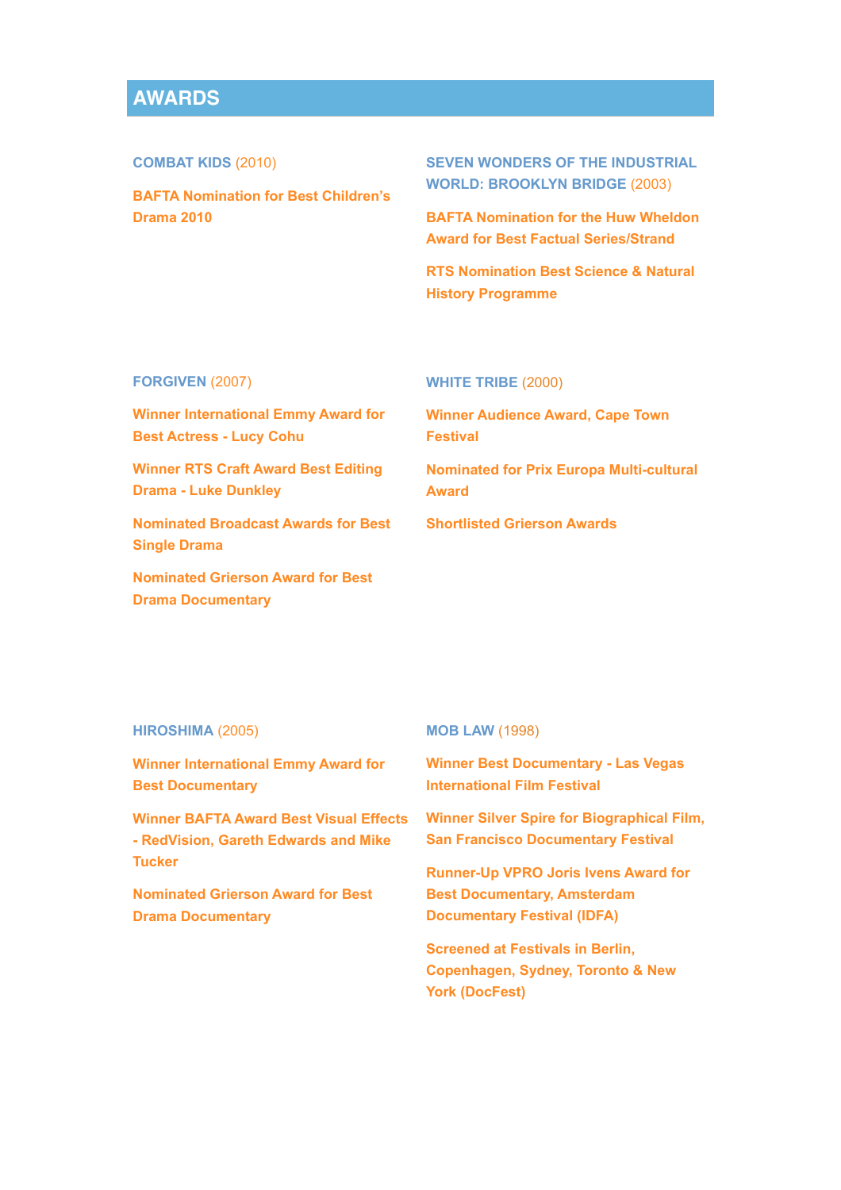## AWARDS

**COMBAT KIDS** (2010)

**BAFTA Nomination for Best Children's Drama 2010**

**FORGIVEN** (2007)

**Winner International Emmy Award for Best Actress - Lucy Cohu**

**Winner RTS Craft Award Best Editing Drama - Luke Dunkley**

**Nominated Broadcast Awards for Best Single Drama**

**Nominated Grierson Award for Best Drama Documentary**

**HIROSHIMA** (2005)

**Winner International Emmy Award for Best Documentary**

**Winner BAFTA Award Best Visual Effects - RedVision, Gareth Edwards and Mike Tucker**

**Nominated Grierson Award for Best Drama Documentary**

**SEVEN WONDERS OF THE INDUSTRIAL WORLD: BROOKLYN BRIDGE** (2003)

**BAFTA Nomination for the Huw Wheldon Award for Best Factual Series/Strand**

**RTS Nomination Best Science & Natural History Programme**

**WHITE TRIBE** (2000)

**Winner Audience Award, Cape Town Festival**

**Nominated for Prix Europa Multi-cultural Award**

**Shortlisted Grierson Awards**

**MOB LAW** (1998)

**Winner Best Documentary - Las Vegas International Film Festival**

**Winner Silver Spire for Biographical Film, San Francisco Documentary Festival**

**Runner-Up VPRO Joris Ivens Award for Best Documentary, Amsterdam Documentary Festival (IDFA)**

**Screened at Festivals in Berlin, Copenhagen, Sydney, Toronto & New York (DocFest)**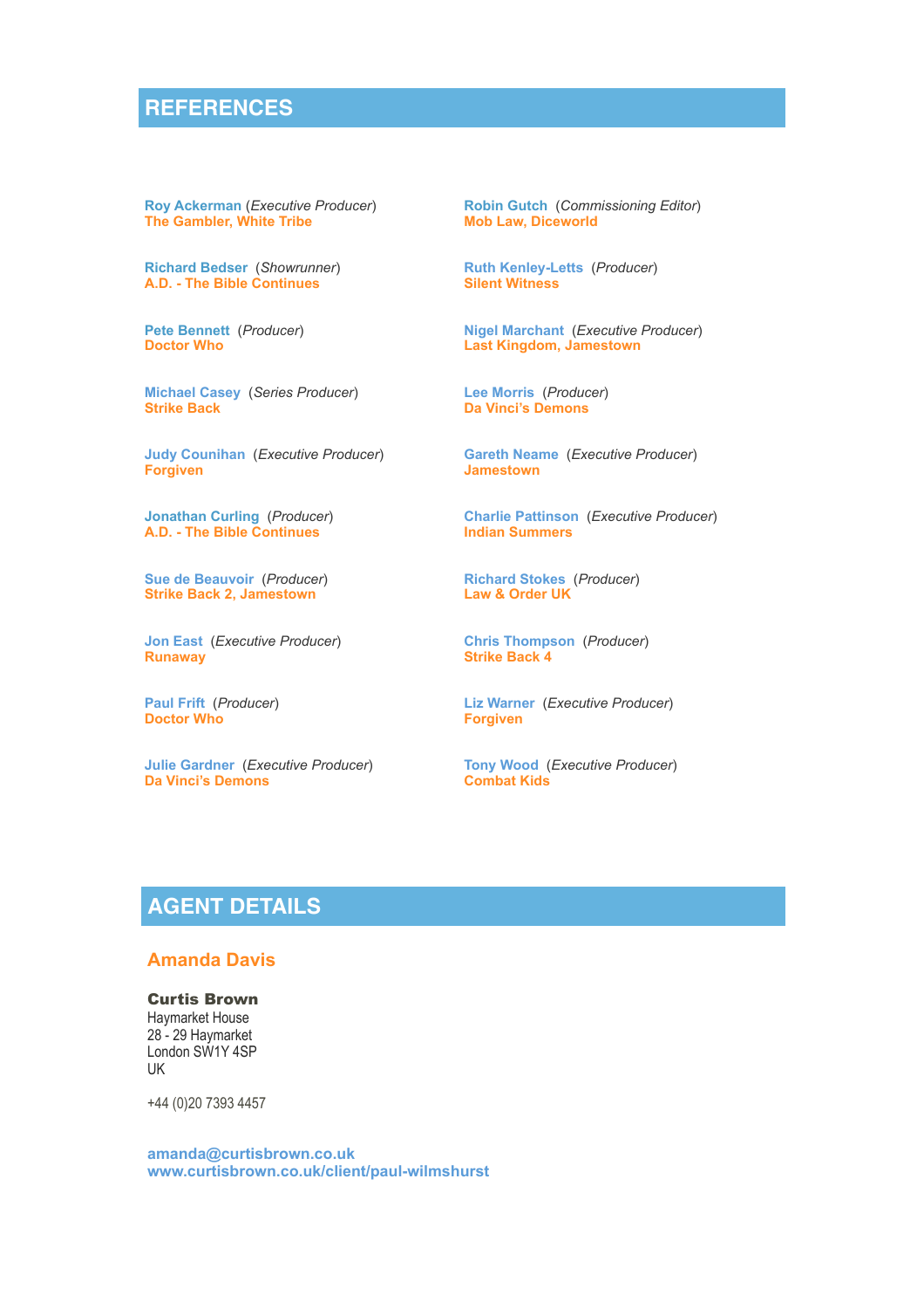## REFERENCES

**Roy Ackerman** (*Executive Producer*)
**The Gambler, White Tribe**

**Richard Bedser** (*Showrunner*)
**A.D. - The Bible Continues**

**Pete Bennett** (*Producer*)
**Doctor Who**

**Michael Casey** (*Series Producer*)
**Strike Back**

**Judy Counihan** (*Executive Producer*)
**Forgiven**

**Jonathan Curling** (*Producer*)
**A.D. - The Bible Continues**

**Sue de Beauvoir** (*Producer*)
**Strike Back 2, Jamestown**

**Jon East** (*Executive Producer*)
**Runaway**

**Paul Frift** (*Producer*)
**Doctor Who**

**Julie Gardner** (*Executive Producer*)
**Da Vinci's Demons**

**Robin Gutch** (*Commissioning Editor*)
**Mob Law, Diceworld**

**Ruth Kenley-Letts** (*Producer*)
**Silent Witness**

**Nigel Marchant** (*Executive Producer*)
**Last Kingdom, Jamestown**

**Lee Morris** (*Producer*)
**Da Vinci's Demons**

**Gareth Neame** (*Executive Producer*)
**Jamestown**

**Charlie Pattinson** (*Executive Producer*)
**Indian Summers**

**Richard Stokes** (*Producer*)
**Law & Order UK**

**Chris Thompson** (*Producer*)
**Strike Back 4**

**Liz Warner** (*Executive Producer*)
**Forgiven**

**Tony Wood** (*Executive Producer*)
**Combat Kids**

## AGENT DETAILS

### Amanda Davis

**Curtis Brown**
Haymarket House
28 - 29 Haymarket
London SW1Y 4SP
UK

+44 (0)20 7393 4457

**amanda@curtisbrown.co.uk**
**www.curtisbrown.co.uk/client/paul-wilmshurst**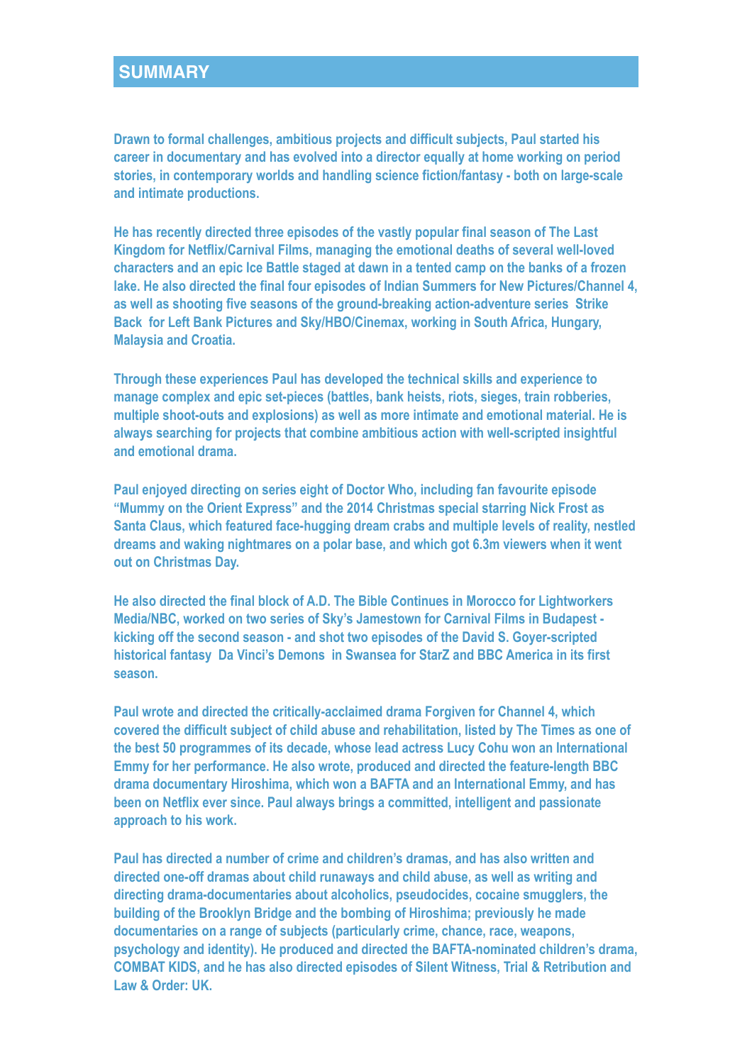## SUMMARY

**Drawn to formal challenges, ambitious projects and difficult subjects, Paul started his career in documentary and has evolved into a director equally at home working on period stories, in contemporary worlds and handling science fiction/fantasy - both on large-scale and intimate productions.**

**He has recently directed three episodes of the vastly popular final season of The Last Kingdom for Netflix/Carnival Films, managing the emotional deaths of several well-loved characters and an epic Ice Battle staged at dawn in a tented camp on the banks of a frozen lake. He also directed the final four episodes of Indian Summers for New Pictures/Channel 4, as well as shooting five seasons of the ground-breaking action-adventure series Strike Back for Left Bank Pictures and Sky/HBO/Cinemax, working in South Africa, Hungary, Malaysia and Croatia.**

**Through these experiences Paul has developed the technical skills and experience to manage complex and epic set-pieces (battles, bank heists, riots, sieges, train robberies, multiple shoot-outs and explosions) as well as more intimate and emotional material. He is always searching for projects that combine ambitious action with well-scripted insightful and emotional drama.**

**Paul enjoyed directing on series eight of Doctor Who, including fan favourite episode "Mummy on the Orient Express" and the 2014 Christmas special starring Nick Frost as Santa Claus, which featured face-hugging dream crabs and multiple levels of reality, nestled dreams and waking nightmares on a polar base, and which got 6.3m viewers when it went out on Christmas Day.**

**He also directed the final block of A.D. The Bible Continues in Morocco for Lightworkers Media/NBC, worked on two series of Sky's Jamestown for Carnival Films in Budapest - kicking off the second season - and shot two episodes of the David S. Goyer-scripted historical fantasy Da Vinci's Demons in Swansea for StarZ and BBC America in its first season.**

**Paul wrote and directed the critically-acclaimed drama Forgiven for Channel 4, which covered the difficult subject of child abuse and rehabilitation, listed by The Times as one of the best 50 programmes of its decade, whose lead actress Lucy Cohu won an International Emmy for her performance. He also wrote, produced and directed the feature-length BBC drama documentary Hiroshima, which won a BAFTA and an International Emmy, and has been on Netflix ever since. Paul always brings a committed, intelligent and passionate approach to his work.**

**Paul has directed a number of crime and children's dramas, and has also written and directed one-off dramas about child runaways and child abuse, as well as writing and directing drama-documentaries about alcoholics, pseudocides, cocaine smugglers, the building of the Brooklyn Bridge and the bombing of Hiroshima; previously he made documentaries on a range of subjects (particularly crime, chance, race, weapons, psychology and identity). He produced and directed the BAFTA-nominated children's drama, COMBAT KIDS, and he has also directed episodes of Silent Witness, Trial & Retribution and Law & Order: UK.**